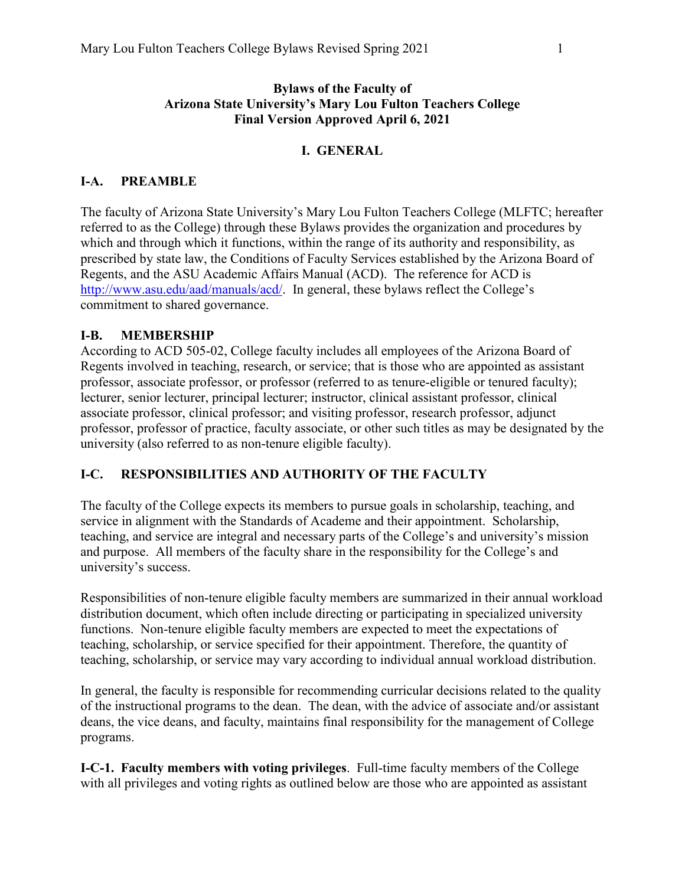**Bylaws of the Faculty of**
**Arizona State University's Mary Lou Fulton Teachers College**
**Final Version Approved April 6, 2021**

# I. GENERAL

## I-A. PREAMBLE

The faculty of Arizona State University's Mary Lou Fulton Teachers College (MLFTC; hereafter referred to as the College) through these Bylaws provides the organization and procedures by which and through which it functions, within the range of its authority and responsibility, as prescribed by state law, the Conditions of Faculty Services established by the Arizona Board of Regents, and the ASU Academic Affairs Manual (ACD). The reference for ACD is [http://www.asu.edu/aad/manuals/acd/](http://www.asu.edu/aad/manuals/acd/). In general, these bylaws reflect the College's commitment to shared governance.

## I-B. MEMBERSHIP

According to ACD 505-02, College faculty includes all employees of the Arizona Board of Regents involved in teaching, research, or service; that is those who are appointed as assistant professor, associate professor, or professor (referred to as tenure-eligible or tenured faculty); lecturer, senior lecturer, principal lecturer; instructor, clinical assistant professor, clinical associate professor, clinical professor; and visiting professor, research professor, adjunct professor, professor of practice, faculty associate, or other such titles as may be designated by the university (also referred to as non-tenure eligible faculty).

## I-C. RESPONSIBILITIES AND AUTHORITY OF THE FACULTY

The faculty of the College expects its members to pursue goals in scholarship, teaching, and service in alignment with the Standards of Academe and their appointment. Scholarship, teaching, and service are integral and necessary parts of the College's and university's mission and purpose. All members of the faculty share in the responsibility for the College's and university's success.

Responsibilities of non-tenure eligible faculty members are summarized in their annual workload distribution document, which often include directing or participating in specialized university functions. Non-tenure eligible faculty members are expected to meet the expectations of teaching, scholarship, or service specified for their appointment. Therefore, the quantity of teaching, scholarship, or service may vary according to individual annual workload distribution.

In general, the faculty is responsible for recommending curricular decisions related to the quality of the instructional programs to the dean. The dean, with the advice of associate and/or assistant deans, the vice deans, and faculty, maintains final responsibility for the management of College programs.

**I-C-1. Faculty members with voting privileges**. Full-time faculty members of the College with all privileges and voting rights as outlined below are those who are appointed as assistant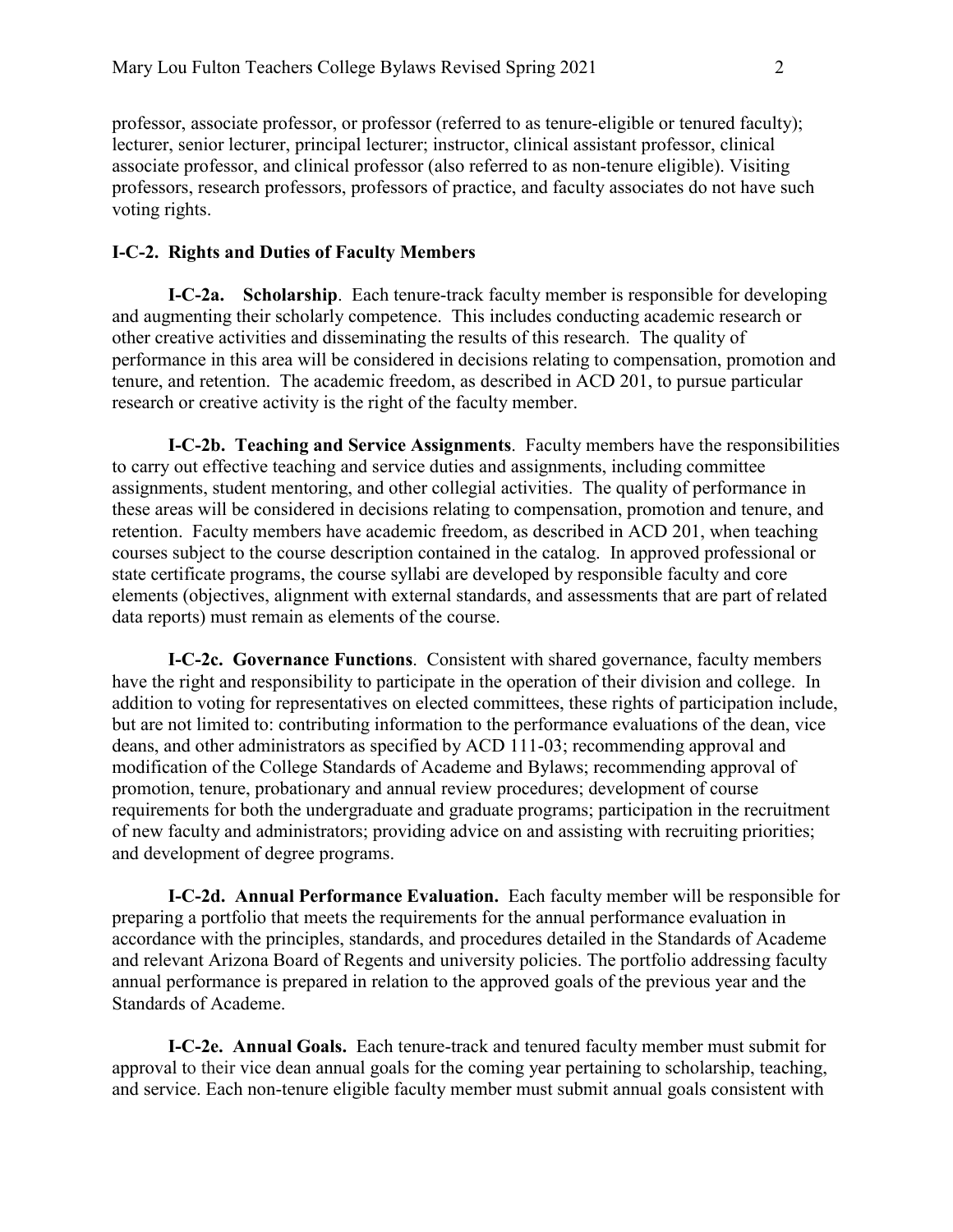professor, associate professor, or professor (referred to as tenure-eligible or tenured faculty); lecturer, senior lecturer, principal lecturer; instructor, clinical assistant professor, clinical associate professor, and clinical professor (also referred to as non-tenure eligible). Visiting professors, research professors, professors of practice, and faculty associates do not have such voting rights.

### I-C-2. Rights and Duties of Faculty Members

**I-C-2a. Scholarship**. Each tenure-track faculty member is responsible for developing and augmenting their scholarly competence. This includes conducting academic research or other creative activities and disseminating the results of this research. The quality of performance in this area will be considered in decisions relating to compensation, promotion and tenure, and retention. The academic freedom, as described in ACD 201, to pursue particular research or creative activity is the right of the faculty member.

**I-C-2b. Teaching and Service Assignments**. Faculty members have the responsibilities to carry out effective teaching and service duties and assignments, including committee assignments, student mentoring, and other collegial activities. The quality of performance in these areas will be considered in decisions relating to compensation, promotion and tenure, and retention. Faculty members have academic freedom, as described in ACD 201, when teaching courses subject to the course description contained in the catalog. In approved professional or state certificate programs, the course syllabi are developed by responsible faculty and core elements (objectives, alignment with external standards, and assessments that are part of related data reports) must remain as elements of the course.

**I-C-2c. Governance Functions**. Consistent with shared governance, faculty members have the right and responsibility to participate in the operation of their division and college. In addition to voting for representatives on elected committees, these rights of participation include, but are not limited to: contributing information to the performance evaluations of the dean, vice deans, and other administrators as specified by ACD 111-03; recommending approval and modification of the College Standards of Academe and Bylaws; recommending approval of promotion, tenure, probationary and annual review procedures; development of course requirements for both the undergraduate and graduate programs; participation in the recruitment of new faculty and administrators; providing advice on and assisting with recruiting priorities; and development of degree programs.

**I-C-2d. Annual Performance Evaluation.** Each faculty member will be responsible for preparing a portfolio that meets the requirements for the annual performance evaluation in accordance with the principles, standards, and procedures detailed in the Standards of Academe and relevant Arizona Board of Regents and university policies. The portfolio addressing faculty annual performance is prepared in relation to the approved goals of the previous year and the Standards of Academe.

**I-C-2e. Annual Goals.** Each tenure-track and tenured faculty member must submit for approval to their vice dean annual goals for the coming year pertaining to scholarship, teaching, and service. Each non-tenure eligible faculty member must submit annual goals consistent with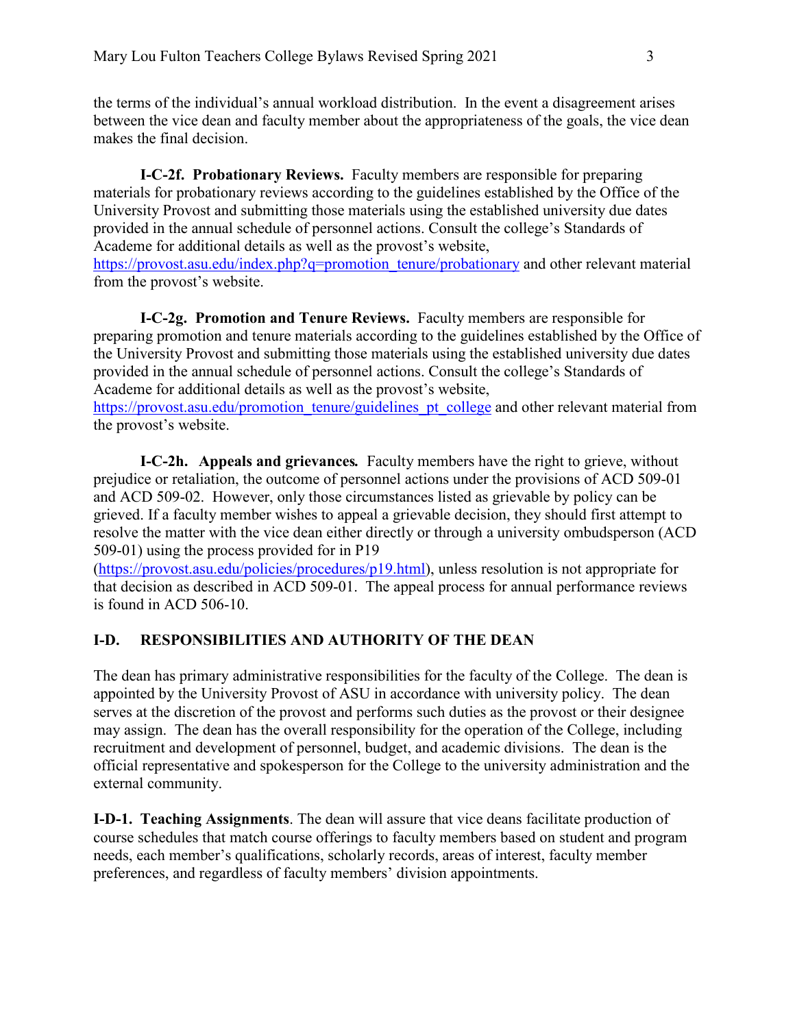the terms of the individual's annual workload distribution. In the event a disagreement arises between the vice dean and faculty member about the appropriateness of the goals, the vice dean makes the final decision.

**I-C-2f. Probationary Reviews.** Faculty members are responsible for preparing materials for probationary reviews according to the guidelines established by the Office of the University Provost and submitting those materials using the established university due dates provided in the annual schedule of personnel actions. Consult the college's Standards of Academe for additional details as well as the provost's website, [https://provost.asu.edu/index.php?q=promotion_tenure/probationary](https://provost.asu.edu/index.php?q=promotion_tenure/probationary) and other relevant material from the provost's website.

**I-C-2g. Promotion and Tenure Reviews.** Faculty members are responsible for preparing promotion and tenure materials according to the guidelines established by the Office of the University Provost and submitting those materials using the established university due dates provided in the annual schedule of personnel actions. Consult the college's Standards of Academe for additional details as well as the provost's website, [https://provost.asu.edu/promotion_tenure/guidelines_pt_college](https://provost.asu.edu/promotion_tenure/guidelines_pt_college) and other relevant material from the provost's website.

**I-C-2h. Appeals and grievances.** Faculty members have the right to grieve, without prejudice or retaliation, the outcome of personnel actions under the provisions of ACD 509-01 and ACD 509-02. However, only those circumstances listed as grievable by policy can be grieved. If a faculty member wishes to appeal a grievable decision, they should first attempt to resolve the matter with the vice dean either directly or through a university ombudsperson (ACD 509-01) using the process provided for in P19 ([https://provost.asu.edu/policies/procedures/p19.html](https://provost.asu.edu/policies/procedures/p19.html)), unless resolution is not appropriate for that decision as described in ACD 509-01. The appeal process for annual performance reviews is found in ACD 506-10.

## I-D. RESPONSIBILITIES AND AUTHORITY OF THE DEAN

The dean has primary administrative responsibilities for the faculty of the College. The dean is appointed by the University Provost of ASU in accordance with university policy. The dean serves at the discretion of the provost and performs such duties as the provost or their designee may assign. The dean has the overall responsibility for the operation of the College, including recruitment and development of personnel, budget, and academic divisions. The dean is the official representative and spokesperson for the College to the university administration and the external community.

**I-D-1. Teaching Assignments**. The dean will assure that vice deans facilitate production of course schedules that match course offerings to faculty members based on student and program needs, each member's qualifications, scholarly records, areas of interest, faculty member preferences, and regardless of faculty members' division appointments.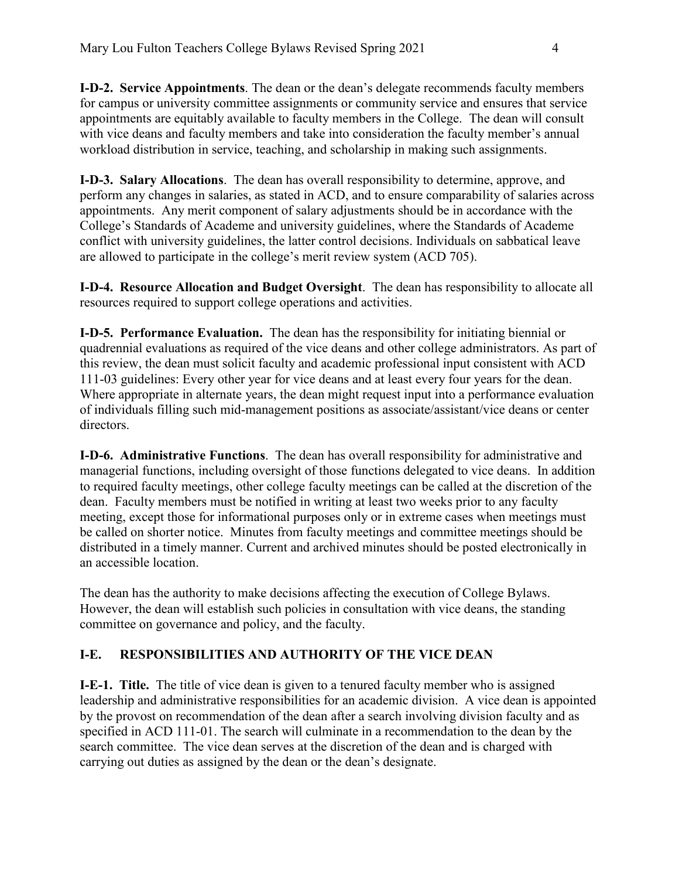**I-D-2. Service Appointments**. The dean or the dean's delegate recommends faculty members for campus or university committee assignments or community service and ensures that service appointments are equitably available to faculty members in the College. The dean will consult with vice deans and faculty members and take into consideration the faculty member's annual workload distribution in service, teaching, and scholarship in making such assignments.

**I-D-3. Salary Allocations**. The dean has overall responsibility to determine, approve, and perform any changes in salaries, as stated in ACD, and to ensure comparability of salaries across appointments. Any merit component of salary adjustments should be in accordance with the College's Standards of Academe and university guidelines, where the Standards of Academe conflict with university guidelines, the latter control decisions. Individuals on sabbatical leave are allowed to participate in the college's merit review system (ACD 705).

**I-D-4. Resource Allocation and Budget Oversight**. The dean has responsibility to allocate all resources required to support college operations and activities.

**I-D-5. Performance Evaluation.** The dean has the responsibility for initiating biennial or quadrennial evaluations as required of the vice deans and other college administrators. As part of this review, the dean must solicit faculty and academic professional input consistent with ACD 111-03 guidelines: Every other year for vice deans and at least every four years for the dean. Where appropriate in alternate years, the dean might request input into a performance evaluation of individuals filling such mid-management positions as associate/assistant/vice deans or center directors.

**I-D-6. Administrative Functions**. The dean has overall responsibility for administrative and managerial functions, including oversight of those functions delegated to vice deans. In addition to required faculty meetings, other college faculty meetings can be called at the discretion of the dean. Faculty members must be notified in writing at least two weeks prior to any faculty meeting, except those for informational purposes only or in extreme cases when meetings must be called on shorter notice. Minutes from faculty meetings and committee meetings should be distributed in a timely manner. Current and archived minutes should be posted electronically in an accessible location.

The dean has the authority to make decisions affecting the execution of College Bylaws. However, the dean will establish such policies in consultation with vice deans, the standing committee on governance and policy, and the faculty.

## I-E. RESPONSIBILITIES AND AUTHORITY OF THE VICE DEAN

**I-E-1. Title.** The title of vice dean is given to a tenured faculty member who is assigned leadership and administrative responsibilities for an academic division. A vice dean is appointed by the provost on recommendation of the dean after a search involving division faculty and as specified in ACD 111-01. The search will culminate in a recommendation to the dean by the search committee. The vice dean serves at the discretion of the dean and is charged with carrying out duties as assigned by the dean or the dean's designate.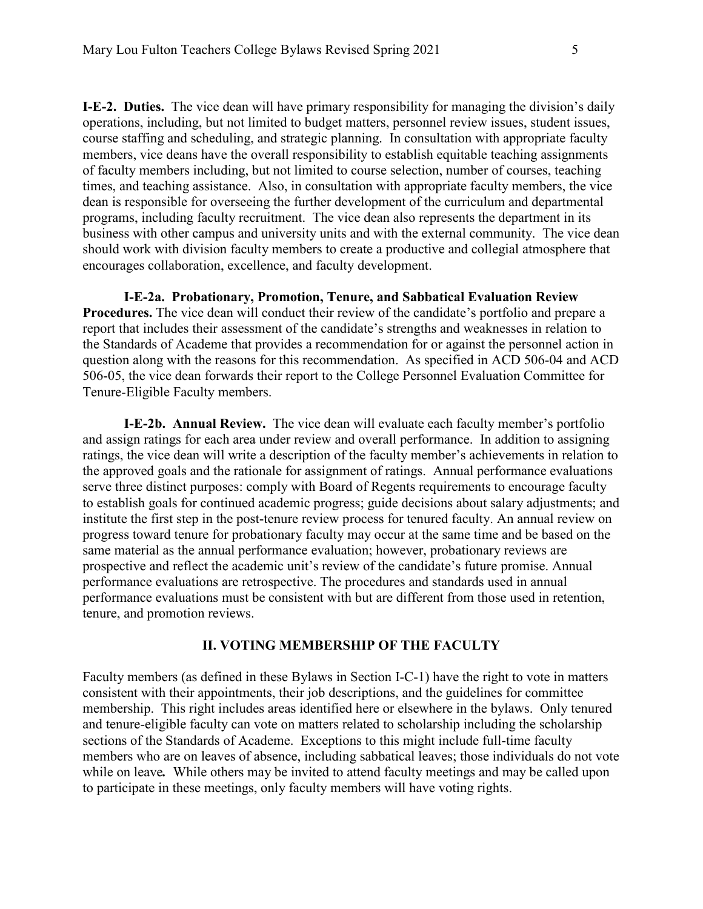**I-E-2. Duties.** The vice dean will have primary responsibility for managing the division's daily operations, including, but not limited to budget matters, personnel review issues, student issues, course staffing and scheduling, and strategic planning. In consultation with appropriate faculty members, vice deans have the overall responsibility to establish equitable teaching assignments of faculty members including, but not limited to course selection, number of courses, teaching times, and teaching assistance. Also, in consultation with appropriate faculty members, the vice dean is responsible for overseeing the further development of the curriculum and departmental programs, including faculty recruitment. The vice dean also represents the department in its business with other campus and university units and with the external community. The vice dean should work with division faculty members to create a productive and collegial atmosphere that encourages collaboration, excellence, and faculty development.

**I-E-2a. Probationary, Promotion, Tenure, and Sabbatical Evaluation Review Procedures.** The vice dean will conduct their review of the candidate's portfolio and prepare a report that includes their assessment of the candidate's strengths and weaknesses in relation to the Standards of Academe that provides a recommendation for or against the personnel action in question along with the reasons for this recommendation. As specified in ACD 506-04 and ACD 506-05, the vice dean forwards their report to the College Personnel Evaluation Committee for Tenure-Eligible Faculty members.

**I-E-2b. Annual Review.** The vice dean will evaluate each faculty member's portfolio and assign ratings for each area under review and overall performance. In addition to assigning ratings, the vice dean will write a description of the faculty member's achievements in relation to the approved goals and the rationale for assignment of ratings. Annual performance evaluations serve three distinct purposes: comply with Board of Regents requirements to encourage faculty to establish goals for continued academic progress; guide decisions about salary adjustments; and institute the first step in the post-tenure review process for tenured faculty. An annual review on progress toward tenure for probationary faculty may occur at the same time and be based on the same material as the annual performance evaluation; however, probationary reviews are prospective and reflect the academic unit's review of the candidate's future promise. Annual performance evaluations are retrospective. The procedures and standards used in annual performance evaluations must be consistent with but are different from those used in retention, tenure, and promotion reviews.

## II. VOTING MEMBERSHIP OF THE FACULTY

Faculty members (as defined in these Bylaws in Section I-C-1) have the right to vote in matters consistent with their appointments, their job descriptions, and the guidelines for committee membership. This right includes areas identified here or elsewhere in the bylaws. Only tenured and tenure-eligible faculty can vote on matters related to scholarship including the scholarship sections of the Standards of Academe. Exceptions to this might include full-time faculty members who are on leaves of absence, including sabbatical leaves; those individuals do not vote while on leave. While others may be invited to attend faculty meetings and may be called upon to participate in these meetings, only faculty members will have voting rights.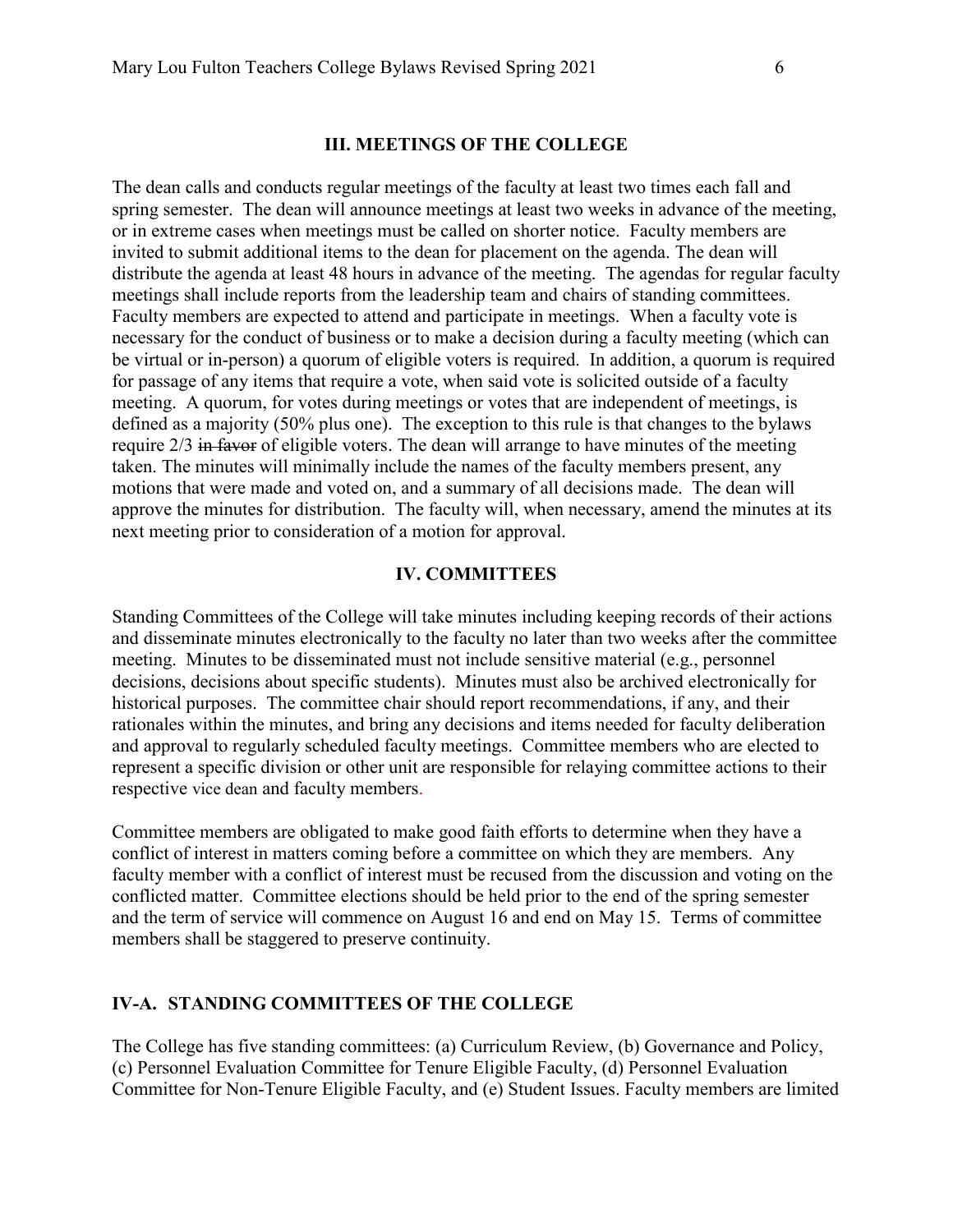## III. MEETINGS OF THE COLLEGE

The dean calls and conducts regular meetings of the faculty at least two times each fall and spring semester. The dean will announce meetings at least two weeks in advance of the meeting, or in extreme cases when meetings must be called on shorter notice. Faculty members are invited to submit additional items to the dean for placement on the agenda. The dean will distribute the agenda at least 48 hours in advance of the meeting. The agendas for regular faculty meetings shall include reports from the leadership team and chairs of standing committees. Faculty members are expected to attend and participate in meetings. When a faculty vote is necessary for the conduct of business or to make a decision during a faculty meeting (which can be virtual or in-person) a quorum of eligible voters is required. In addition, a quorum is required for passage of any items that require a vote, when said vote is solicited outside of a faculty meeting. A quorum, for votes during meetings or votes that are independent of meetings, is defined as a majority (50% plus one). The exception to this rule is that changes to the bylaws require 2/3 ~~in favor~~ of eligible voters. The dean will arrange to have minutes of the meeting taken. The minutes will minimally include the names of the faculty members present, any motions that were made and voted on, and a summary of all decisions made. The dean will approve the minutes for distribution. The faculty will, when necessary, amend the minutes at its next meeting prior to consideration of a motion for approval.

## IV. COMMITTEES

Standing Committees of the College will take minutes including keeping records of their actions and disseminate minutes electronically to the faculty no later than two weeks after the committee meeting. Minutes to be disseminated must not include sensitive material (e.g., personnel decisions, decisions about specific students). Minutes must also be archived electronically for historical purposes. The committee chair should report recommendations, if any, and their rationales within the minutes, and bring any decisions and items needed for faculty deliberation and approval to regularly scheduled faculty meetings. Committee members who are elected to represent a specific division or other unit are responsible for relaying committee actions to their respective vice dean and faculty members.

Committee members are obligated to make good faith efforts to determine when they have a conflict of interest in matters coming before a committee on which they are members. Any faculty member with a conflict of interest must be recused from the discussion and voting on the conflicted matter. Committee elections should be held prior to the end of the spring semester and the term of service will commence on August 16 and end on May 15. Terms of committee members shall be staggered to preserve continuity.

### IV-A. STANDING COMMITTEES OF THE COLLEGE

The College has five standing committees: (a) Curriculum Review, (b) Governance and Policy, (c) Personnel Evaluation Committee for Tenure Eligible Faculty, (d) Personnel Evaluation Committee for Non-Tenure Eligible Faculty, and (e) Student Issues. Faculty members are limited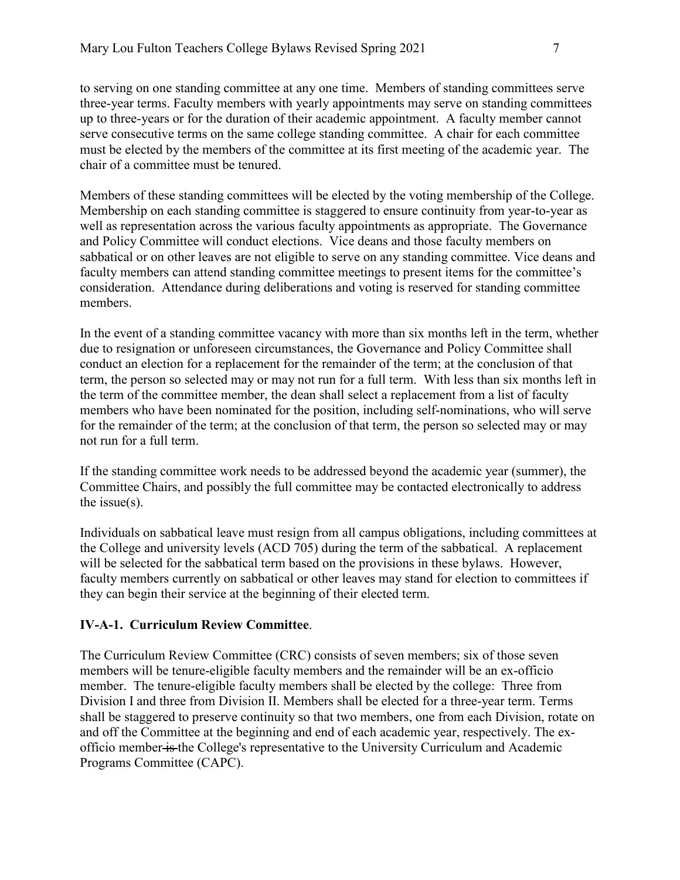to serving on one standing committee at any one time. Members of standing committees serve three-year terms. Faculty members with yearly appointments may serve on standing committees up to three-years or for the duration of their academic appointment. A faculty member cannot serve consecutive terms on the same college standing committee. A chair for each committee must be elected by the members of the committee at its first meeting of the academic year. The chair of a committee must be tenured.

Members of these standing committees will be elected by the voting membership of the College. Membership on each standing committee is staggered to ensure continuity from year-to-year as well as representation across the various faculty appointments as appropriate. The Governance and Policy Committee will conduct elections. Vice deans and those faculty members on sabbatical or on other leaves are not eligible to serve on any standing committee. Vice deans and faculty members can attend standing committee meetings to present items for the committee's consideration. Attendance during deliberations and voting is reserved for standing committee members.

In the event of a standing committee vacancy with more than six months left in the term, whether due to resignation or unforeseen circumstances, the Governance and Policy Committee shall conduct an election for a replacement for the remainder of the term; at the conclusion of that term, the person so selected may or may not run for a full term. With less than six months left in the term of the committee member, the dean shall select a replacement from a list of faculty members who have been nominated for the position, including self-nominations, who will serve for the remainder of the term; at the conclusion of that term, the person so selected may or may not run for a full term.

If the standing committee work needs to be addressed beyond the academic year (summer), the Committee Chairs, and possibly the full committee may be contacted electronically to address the issue(s).

Individuals on sabbatical leave must resign from all campus obligations, including committees at the College and university levels (ACD 705) during the term of the sabbatical. A replacement will be selected for the sabbatical term based on the provisions in these bylaws. However, faculty members currently on sabbatical or other leaves may stand for election to committees if they can begin their service at the beginning of their elected term.

### IV-A-1. Curriculum Review Committee.

The Curriculum Review Committee (CRC) consists of seven members; six of those seven members will be tenure-eligible faculty members and the remainder will be an ex-officio member. The tenure-eligible faculty members shall be elected by the college: Three from Division I and three from Division II. Members shall be elected for a three-year term. Terms shall be staggered to preserve continuity so that two members, one from each Division, rotate on and off the Committee at the beginning and end of each academic year, respectively. The ex-officio member ~~is~~ the College's representative to the University Curriculum and Academic Programs Committee (CAPC).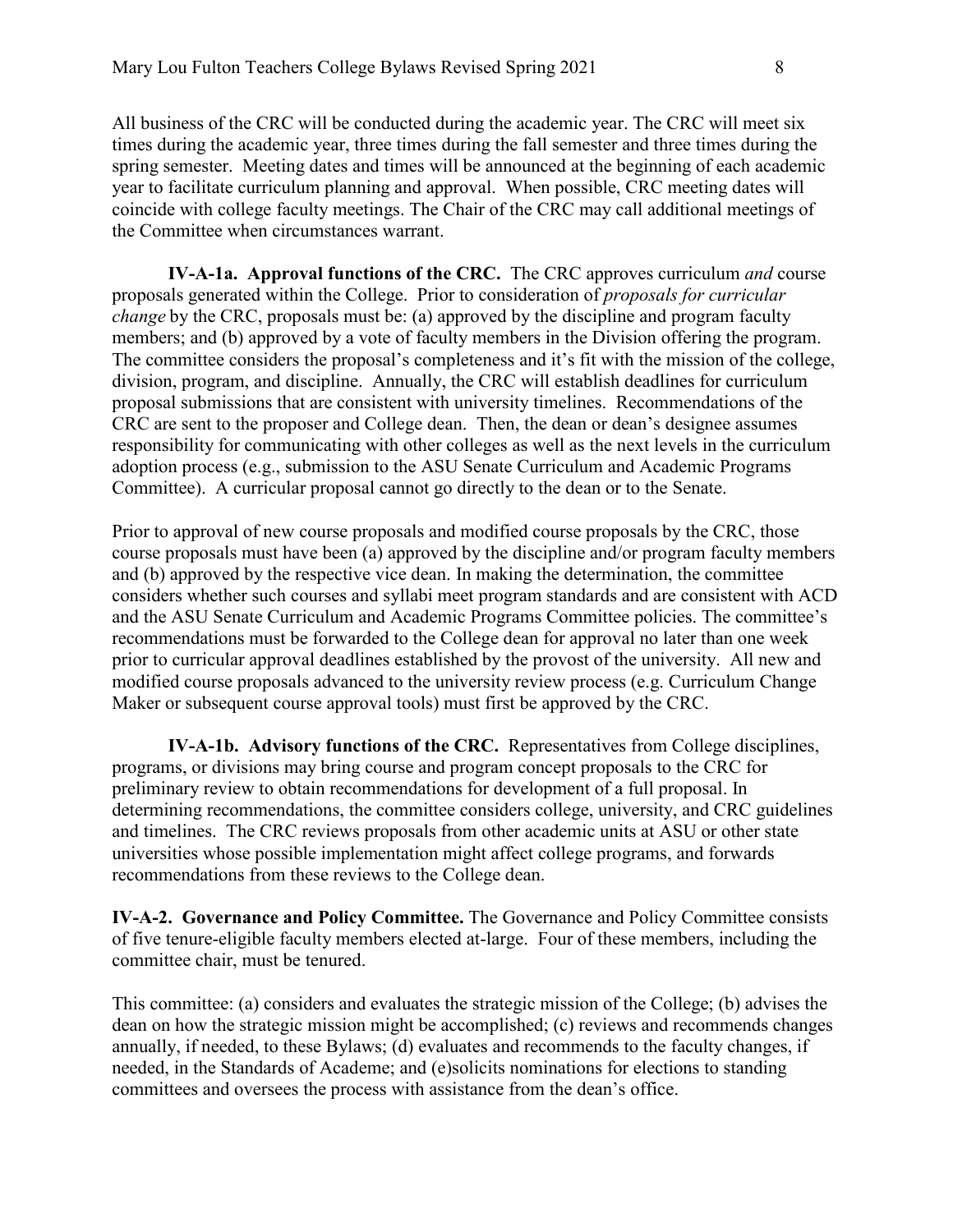All business of the CRC will be conducted during the academic year. The CRC will meet six times during the academic year, three times during the fall semester and three times during the spring semester. Meeting dates and times will be announced at the beginning of each academic year to facilitate curriculum planning and approval. When possible, CRC meeting dates will coincide with college faculty meetings. The Chair of the CRC may call additional meetings of the Committee when circumstances warrant.

**IV-A-1a. Approval functions of the CRC.** The CRC approves curriculum *and* course proposals generated within the College. Prior to consideration of *proposals for curricular change* by the CRC, proposals must be: (a) approved by the discipline and program faculty members; and (b) approved by a vote of faculty members in the Division offering the program. The committee considers the proposal's completeness and it's fit with the mission of the college, division, program, and discipline. Annually, the CRC will establish deadlines for curriculum proposal submissions that are consistent with university timelines. Recommendations of the CRC are sent to the proposer and College dean. Then, the dean or dean's designee assumes responsibility for communicating with other colleges as well as the next levels in the curriculum adoption process (e.g., submission to the ASU Senate Curriculum and Academic Programs Committee). A curricular proposal cannot go directly to the dean or to the Senate.

Prior to approval of new course proposals and modified course proposals by the CRC, those course proposals must have been (a) approved by the discipline and/or program faculty members and (b) approved by the respective vice dean. In making the determination, the committee considers whether such courses and syllabi meet program standards and are consistent with ACD and the ASU Senate Curriculum and Academic Programs Committee policies. The committee's recommendations must be forwarded to the College dean for approval no later than one week prior to curricular approval deadlines established by the provost of the university. All new and modified course proposals advanced to the university review process (e.g. Curriculum Change Maker or subsequent course approval tools) must first be approved by the CRC.

**IV-A-1b. Advisory functions of the CRC.** Representatives from College disciplines, programs, or divisions may bring course and program concept proposals to the CRC for preliminary review to obtain recommendations for development of a full proposal. In determining recommendations, the committee considers college, university, and CRC guidelines and timelines. The CRC reviews proposals from other academic units at ASU or other state universities whose possible implementation might affect college programs, and forwards recommendations from these reviews to the College dean.

**IV-A-2. Governance and Policy Committee.** The Governance and Policy Committee consists of five tenure-eligible faculty members elected at-large. Four of these members, including the committee chair, must be tenured.

This committee: (a) considers and evaluates the strategic mission of the College; (b) advises the dean on how the strategic mission might be accomplished; (c) reviews and recommends changes annually, if needed, to these Bylaws; (d) evaluates and recommends to the faculty changes, if needed, in the Standards of Academe; and (e)solicits nominations for elections to standing committees and oversees the process with assistance from the dean's office.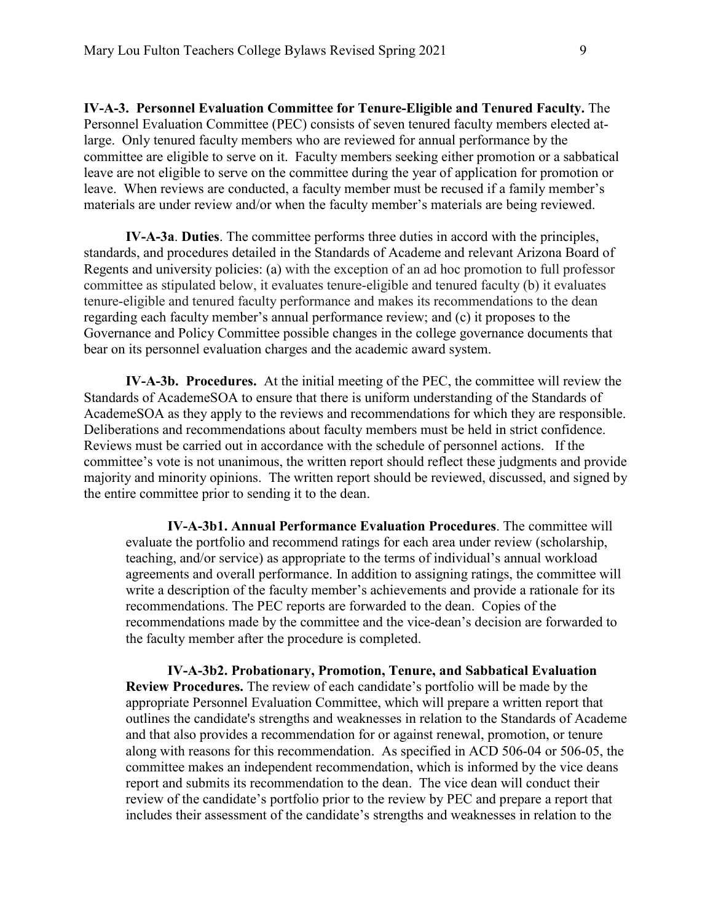**IV-A-3. Personnel Evaluation Committee for Tenure-Eligible and Tenured Faculty.** The Personnel Evaluation Committee (PEC) consists of seven tenured faculty members elected at-large. Only tenured faculty members who are reviewed for annual performance by the committee are eligible to serve on it. Faculty members seeking either promotion or a sabbatical leave are not eligible to serve on the committee during the year of application for promotion or leave. When reviews are conducted, a faculty member must be recused if a family member's materials are under review and/or when the faculty member's materials are being reviewed.

**IV-A-3a**. **Duties**. The committee performs three duties in accord with the principles, standards, and procedures detailed in the Standards of Academe and relevant Arizona Board of Regents and university policies: (a) with the exception of an ad hoc promotion to full professor committee as stipulated below, it evaluates tenure-eligible and tenured faculty (b) it evaluates tenure-eligible and tenured faculty performance and makes its recommendations to the dean regarding each faculty member's annual performance review; and (c) it proposes to the Governance and Policy Committee possible changes in the college governance documents that bear on its personnel evaluation charges and the academic award system.

**IV-A-3b. Procedures.** At the initial meeting of the PEC, the committee will review the Standards of AcademeSOA to ensure that there is uniform understanding of the Standards of AcademeSOA as they apply to the reviews and recommendations for which they are responsible. Deliberations and recommendations about faculty members must be held in strict confidence. Reviews must be carried out in accordance with the schedule of personnel actions. If the committee's vote is not unanimous, the written report should reflect these judgments and provide majority and minority opinions. The written report should be reviewed, discussed, and signed by the entire committee prior to sending it to the dean.

**IV-A-3b1. Annual Performance Evaluation Procedures**. The committee will evaluate the portfolio and recommend ratings for each area under review (scholarship, teaching, and/or service) as appropriate to the terms of individual's annual workload agreements and overall performance. In addition to assigning ratings, the committee will write a description of the faculty member's achievements and provide a rationale for its recommendations. The PEC reports are forwarded to the dean. Copies of the recommendations made by the committee and the vice-dean's decision are forwarded to the faculty member after the procedure is completed.

**IV-A-3b2. Probationary, Promotion, Tenure, and Sabbatical Evaluation Review Procedures.** The review of each candidate's portfolio will be made by the appropriate Personnel Evaluation Committee, which will prepare a written report that outlines the candidate's strengths and weaknesses in relation to the Standards of Academe and that also provides a recommendation for or against renewal, promotion, or tenure along with reasons for this recommendation. As specified in ACD 506-04 or 506-05, the committee makes an independent recommendation, which is informed by the vice deans report and submits its recommendation to the dean. The vice dean will conduct their review of the candidate's portfolio prior to the review by PEC and prepare a report that includes their assessment of the candidate's strengths and weaknesses in relation to the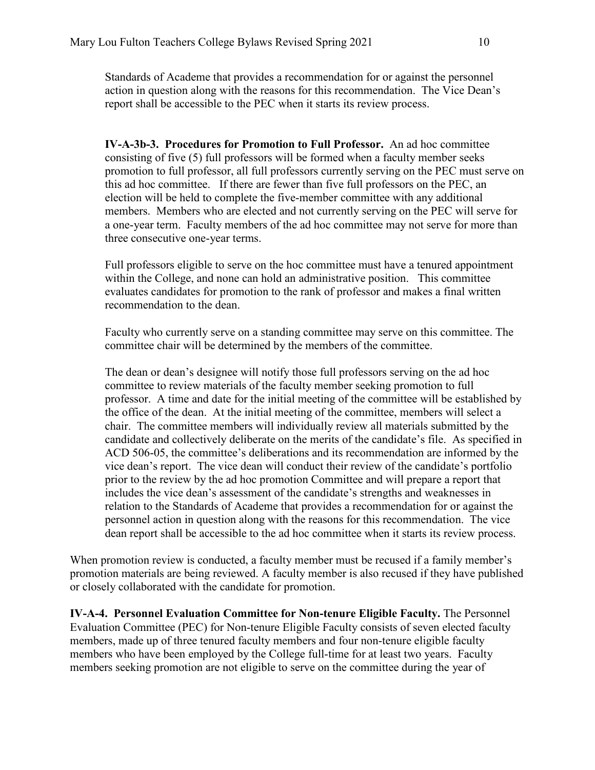Standards of Academe that provides a recommendation for or against the personnel action in question along with the reasons for this recommendation. The Vice Dean's report shall be accessible to the PEC when it starts its review process.

**IV-A-3b-3. Procedures for Promotion to Full Professor.** An ad hoc committee consisting of five (5) full professors will be formed when a faculty member seeks promotion to full professor, all full professors currently serving on the PEC must serve on this ad hoc committee. If there are fewer than five full professors on the PEC, an election will be held to complete the five-member committee with any additional members. Members who are elected and not currently serving on the PEC will serve for a one-year term. Faculty members of the ad hoc committee may not serve for more than three consecutive one-year terms.

Full professors eligible to serve on the hoc committee must have a tenured appointment within the College, and none can hold an administrative position. This committee evaluates candidates for promotion to the rank of professor and makes a final written recommendation to the dean.

Faculty who currently serve on a standing committee may serve on this committee. The committee chair will be determined by the members of the committee.

The dean or dean's designee will notify those full professors serving on the ad hoc committee to review materials of the faculty member seeking promotion to full professor. A time and date for the initial meeting of the committee will be established by the office of the dean. At the initial meeting of the committee, members will select a chair. The committee members will individually review all materials submitted by the candidate and collectively deliberate on the merits of the candidate's file. As specified in ACD 506-05, the committee's deliberations and its recommendation are informed by the vice dean's report. The vice dean will conduct their review of the candidate's portfolio prior to the review by the ad hoc promotion Committee and will prepare a report that includes the vice dean's assessment of the candidate's strengths and weaknesses in relation to the Standards of Academe that provides a recommendation for or against the personnel action in question along with the reasons for this recommendation. The vice dean report shall be accessible to the ad hoc committee when it starts its review process.

When promotion review is conducted, a faculty member must be recused if a family member's promotion materials are being reviewed. A faculty member is also recused if they have published or closely collaborated with the candidate for promotion.

**IV-A-4. Personnel Evaluation Committee for Non-tenure Eligible Faculty.** The Personnel Evaluation Committee (PEC) for Non-tenure Eligible Faculty consists of seven elected faculty members, made up of three tenured faculty members and four non-tenure eligible faculty members who have been employed by the College full-time for at least two years. Faculty members seeking promotion are not eligible to serve on the committee during the year of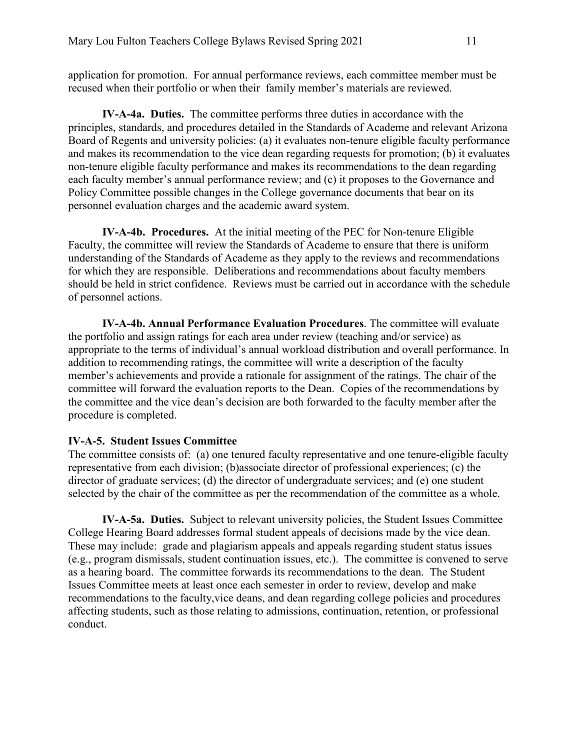application for promotion. For annual performance reviews, each committee member must be recused when their portfolio or when their family member's materials are reviewed.

**IV-A-4a. Duties.** The committee performs three duties in accordance with the principles, standards, and procedures detailed in the Standards of Academe and relevant Arizona Board of Regents and university policies: (a) it evaluates non-tenure eligible faculty performance and makes its recommendation to the vice dean regarding requests for promotion; (b) it evaluates non-tenure eligible faculty performance and makes its recommendations to the dean regarding each faculty member's annual performance review; and (c) it proposes to the Governance and Policy Committee possible changes in the College governance documents that bear on its personnel evaluation charges and the academic award system.

**IV-A-4b. Procedures.** At the initial meeting of the PEC for Non-tenure Eligible Faculty, the committee will review the Standards of Academe to ensure that there is uniform understanding of the Standards of Academe as they apply to the reviews and recommendations for which they are responsible. Deliberations and recommendations about faculty members should be held in strict confidence. Reviews must be carried out in accordance with the schedule of personnel actions.

**IV-A-4b. Annual Performance Evaluation Procedures**. The committee will evaluate the portfolio and assign ratings for each area under review (teaching and/or service) as appropriate to the terms of individual's annual workload distribution and overall performance. In addition to recommending ratings, the committee will write a description of the faculty member's achievements and provide a rationale for assignment of the ratings. The chair of the committee will forward the evaluation reports to the Dean. Copies of the recommendations by the committee and the vice dean's decision are both forwarded to the faculty member after the procedure is completed.

**IV-A-5. Student Issues Committee**

The committee consists of: (a) one tenured faculty representative and one tenure-eligible faculty representative from each division; (b)associate director of professional experiences; (c) the director of graduate services; (d) the director of undergraduate services; and (e) one student selected by the chair of the committee as per the recommendation of the committee as a whole.

**IV-A-5a. Duties.** Subject to relevant university policies, the Student Issues Committee College Hearing Board addresses formal student appeals of decisions made by the vice dean. These may include: grade and plagiarism appeals and appeals regarding student status issues (e.g., program dismissals, student continuation issues, etc.). The committee is convened to serve as a hearing board. The committee forwards its recommendations to the dean. The Student Issues Committee meets at least once each semester in order to review, develop and make recommendations to the faculty,vice deans, and dean regarding college policies and procedures affecting students, such as those relating to admissions, continuation, retention, or professional conduct.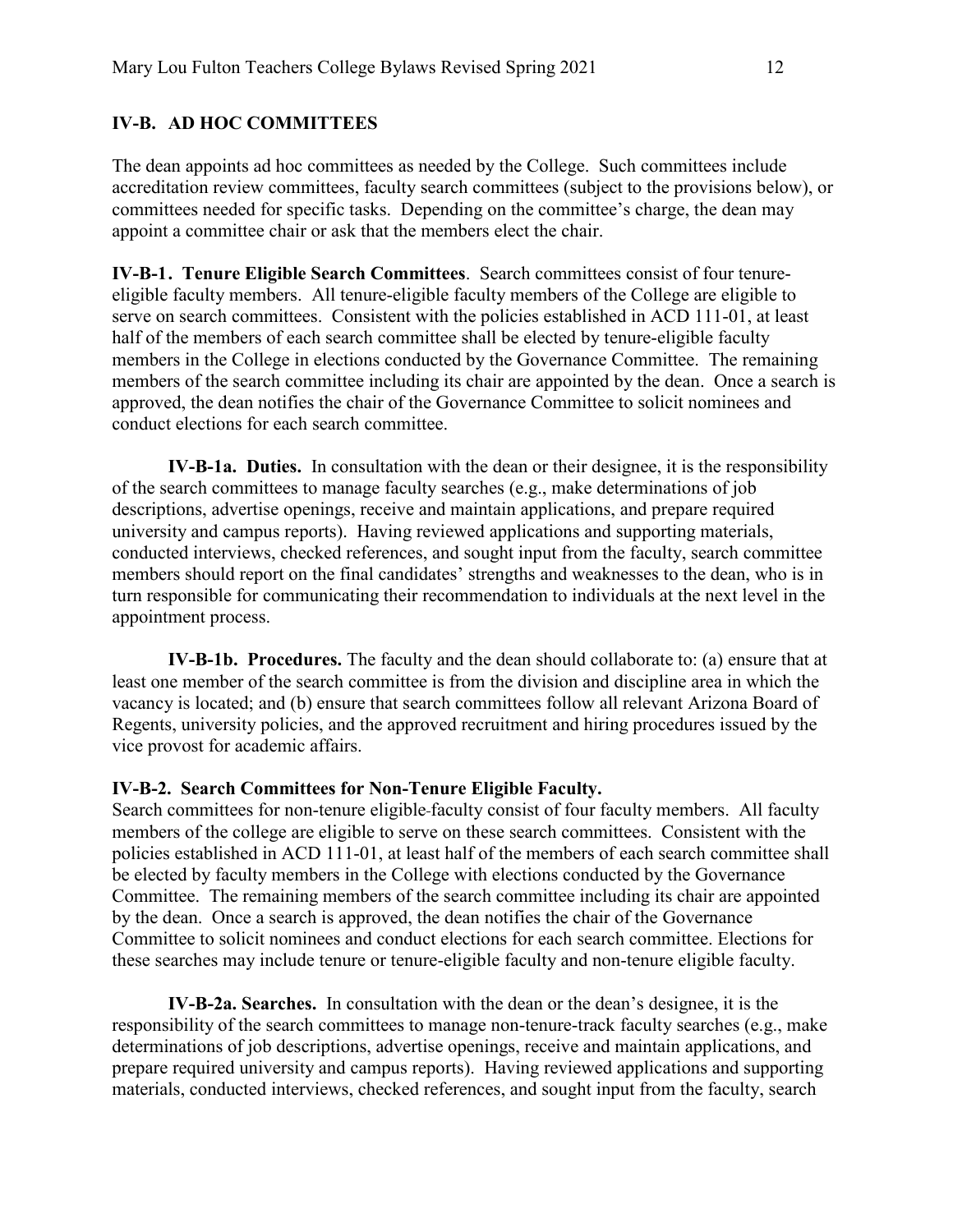## IV-B. AD HOC COMMITTEES

The dean appoints ad hoc committees as needed by the College. Such committees include accreditation review committees, faculty search committees (subject to the provisions below), or committees needed for specific tasks. Depending on the committee's charge, the dean may appoint a committee chair or ask that the members elect the chair.

**IV-B-1. Tenure Eligible Search Committees**. Search committees consist of four tenure-eligible faculty members. All tenure-eligible faculty members of the College are eligible to serve on search committees. Consistent with the policies established in ACD 111-01, at least half of the members of each search committee shall be elected by tenure-eligible faculty members in the College in elections conducted by the Governance Committee. The remaining members of the search committee including its chair are appointed by the dean. Once a search is approved, the dean notifies the chair of the Governance Committee to solicit nominees and conduct elections for each search committee.

**IV-B-1a. Duties.** In consultation with the dean or their designee, it is the responsibility of the search committees to manage faculty searches (e.g., make determinations of job descriptions, advertise openings, receive and maintain applications, and prepare required university and campus reports). Having reviewed applications and supporting materials, conducted interviews, checked references, and sought input from the faculty, search committee members should report on the final candidates' strengths and weaknesses to the dean, who is in turn responsible for communicating their recommendation to individuals at the next level in the appointment process.

**IV-B-1b. Procedures.** The faculty and the dean should collaborate to: (a) ensure that at least one member of the search committee is from the division and discipline area in which the vacancy is located; and (b) ensure that search committees follow all relevant Arizona Board of Regents, university policies, and the approved recruitment and hiring procedures issued by the vice provost for academic affairs.

**IV-B-2. Search Committees for Non-Tenure Eligible Faculty.**

Search committees for non-tenure eligible-faculty consist of four faculty members. All faculty members of the college are eligible to serve on these search committees. Consistent with the policies established in ACD 111-01, at least half of the members of each search committee shall be elected by faculty members in the College with elections conducted by the Governance Committee. The remaining members of the search committee including its chair are appointed by the dean. Once a search is approved, the dean notifies the chair of the Governance Committee to solicit nominees and conduct elections for each search committee. Elections for these searches may include tenure or tenure-eligible faculty and non-tenure eligible faculty.

**IV-B-2a. Searches.** In consultation with the dean or the dean's designee, it is the responsibility of the search committees to manage non-tenure-track faculty searches (e.g., make determinations of job descriptions, advertise openings, receive and maintain applications, and prepare required university and campus reports). Having reviewed applications and supporting materials, conducted interviews, checked references, and sought input from the faculty, search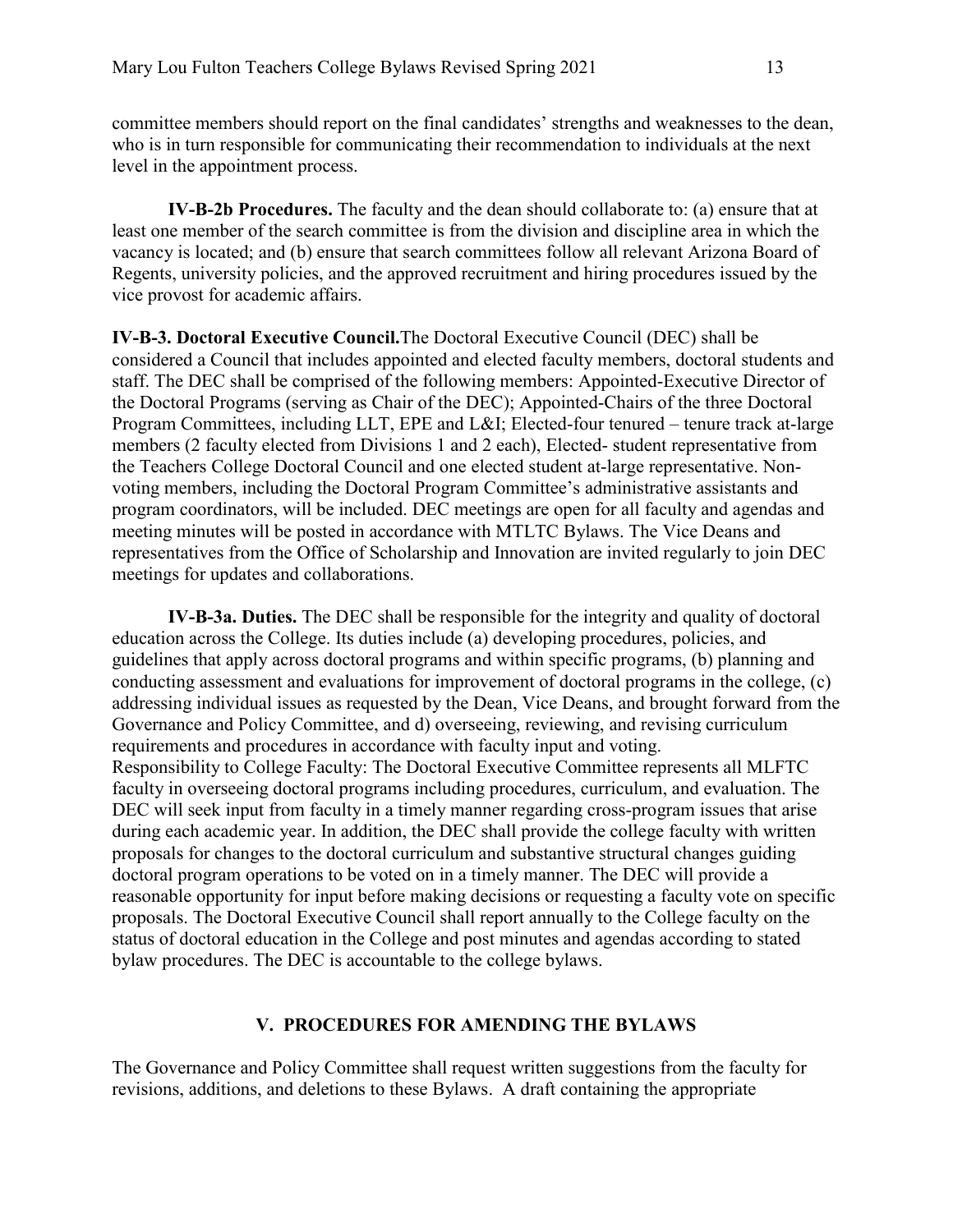committee members should report on the final candidates' strengths and weaknesses to the dean, who is in turn responsible for communicating their recommendation to individuals at the next level in the appointment process.

**IV-B-2b Procedures.** The faculty and the dean should collaborate to: (a) ensure that at least one member of the search committee is from the division and discipline area in which the vacancy is located; and (b) ensure that search committees follow all relevant Arizona Board of Regents, university policies, and the approved recruitment and hiring procedures issued by the vice provost for academic affairs.

**IV-B-3. Doctoral Executive Council.**The Doctoral Executive Council (DEC) shall be considered a Council that includes appointed and elected faculty members, doctoral students and staff. The DEC shall be comprised of the following members: Appointed-Executive Director of the Doctoral Programs (serving as Chair of the DEC); Appointed-Chairs of the three Doctoral Program Committees, including LLT, EPE and L&I; Elected-four tenured – tenure track at-large members (2 faculty elected from Divisions 1 and 2 each), Elected- student representative from the Teachers College Doctoral Council and one elected student at-large representative. Non-voting members, including the Doctoral Program Committee's administrative assistants and program coordinators, will be included. DEC meetings are open for all faculty and agendas and meeting minutes will be posted in accordance with MTLTC Bylaws. The Vice Deans and representatives from the Office of Scholarship and Innovation are invited regularly to join DEC meetings for updates and collaborations.

**IV-B-3a. Duties.** The DEC shall be responsible for the integrity and quality of doctoral education across the College. Its duties include (a) developing procedures, policies, and guidelines that apply across doctoral programs and within specific programs, (b) planning and conducting assessment and evaluations for improvement of doctoral programs in the college, (c) addressing individual issues as requested by the Dean, Vice Deans, and brought forward from the Governance and Policy Committee, and d) overseeing, reviewing, and revising curriculum requirements and procedures in accordance with faculty input and voting.
Responsibility to College Faculty: The Doctoral Executive Committee represents all MLFTC faculty in overseeing doctoral programs including procedures, curriculum, and evaluation. The DEC will seek input from faculty in a timely manner regarding cross-program issues that arise during each academic year. In addition, the DEC shall provide the college faculty with written proposals for changes to the doctoral curriculum and substantive structural changes guiding doctoral program operations to be voted on in a timely manner. The DEC will provide a reasonable opportunity for input before making decisions or requesting a faculty vote on specific proposals. The Doctoral Executive Council shall report annually to the College faculty on the status of doctoral education in the College and post minutes and agendas according to stated bylaw procedures. The DEC is accountable to the college bylaws.

## V. PROCEDURES FOR AMENDING THE BYLAWS

The Governance and Policy Committee shall request written suggestions from the faculty for revisions, additions, and deletions to these Bylaws. A draft containing the appropriate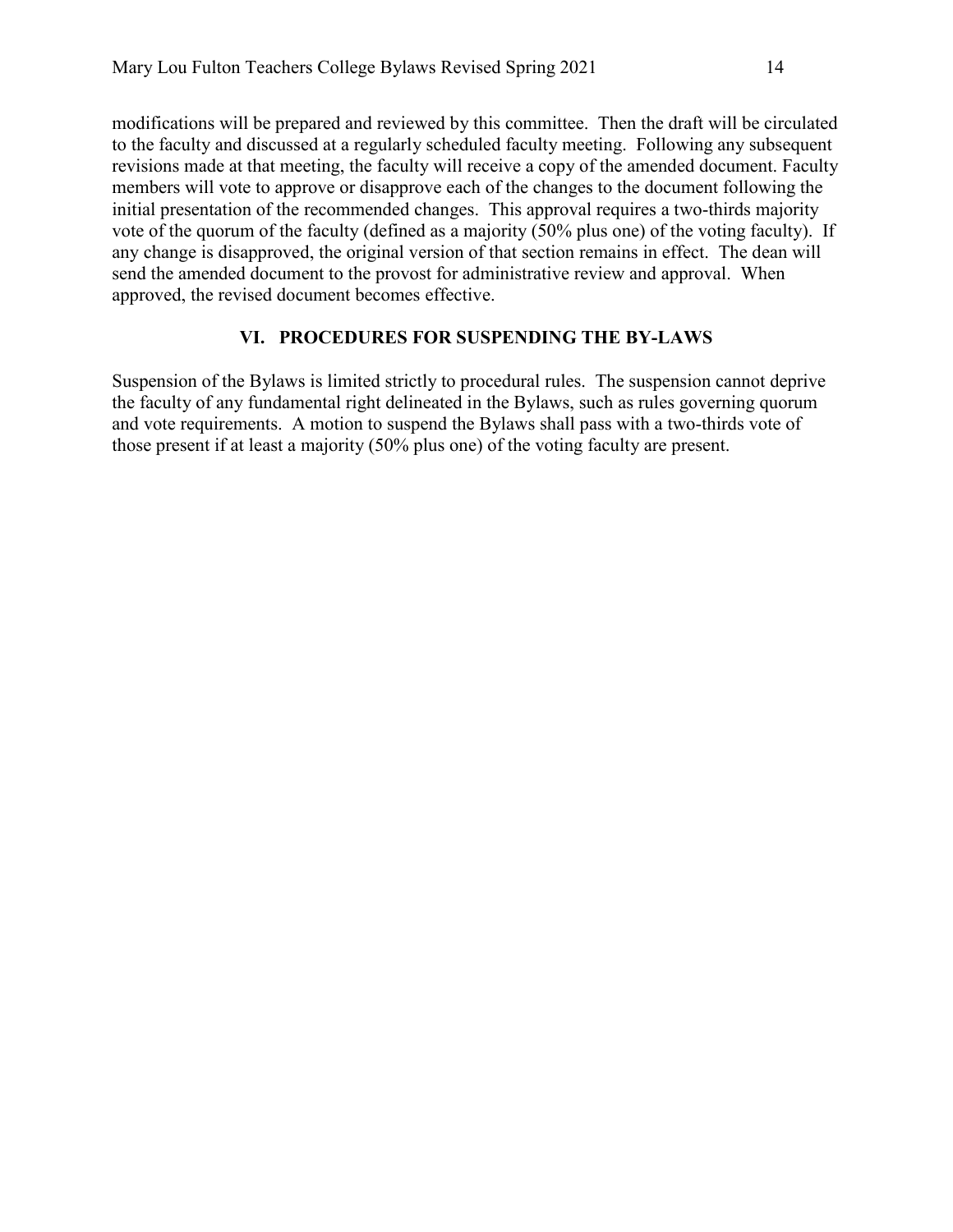modifications will be prepared and reviewed by this committee. Then the draft will be circulated to the faculty and discussed at a regularly scheduled faculty meeting. Following any subsequent revisions made at that meeting, the faculty will receive a copy of the amended document. Faculty members will vote to approve or disapprove each of the changes to the document following the initial presentation of the recommended changes. This approval requires a two-thirds majority vote of the quorum of the faculty (defined as a majority (50% plus one) of the voting faculty). If any change is disapproved, the original version of that section remains in effect. The dean will send the amended document to the provost for administrative review and approval. When approved, the revised document becomes effective.

## VI. PROCEDURES FOR SUSPENDING THE BY-LAWS

Suspension of the Bylaws is limited strictly to procedural rules. The suspension cannot deprive the faculty of any fundamental right delineated in the Bylaws, such as rules governing quorum and vote requirements. A motion to suspend the Bylaws shall pass with a two-thirds vote of those present if at least a majority (50% plus one) of the voting faculty are present.